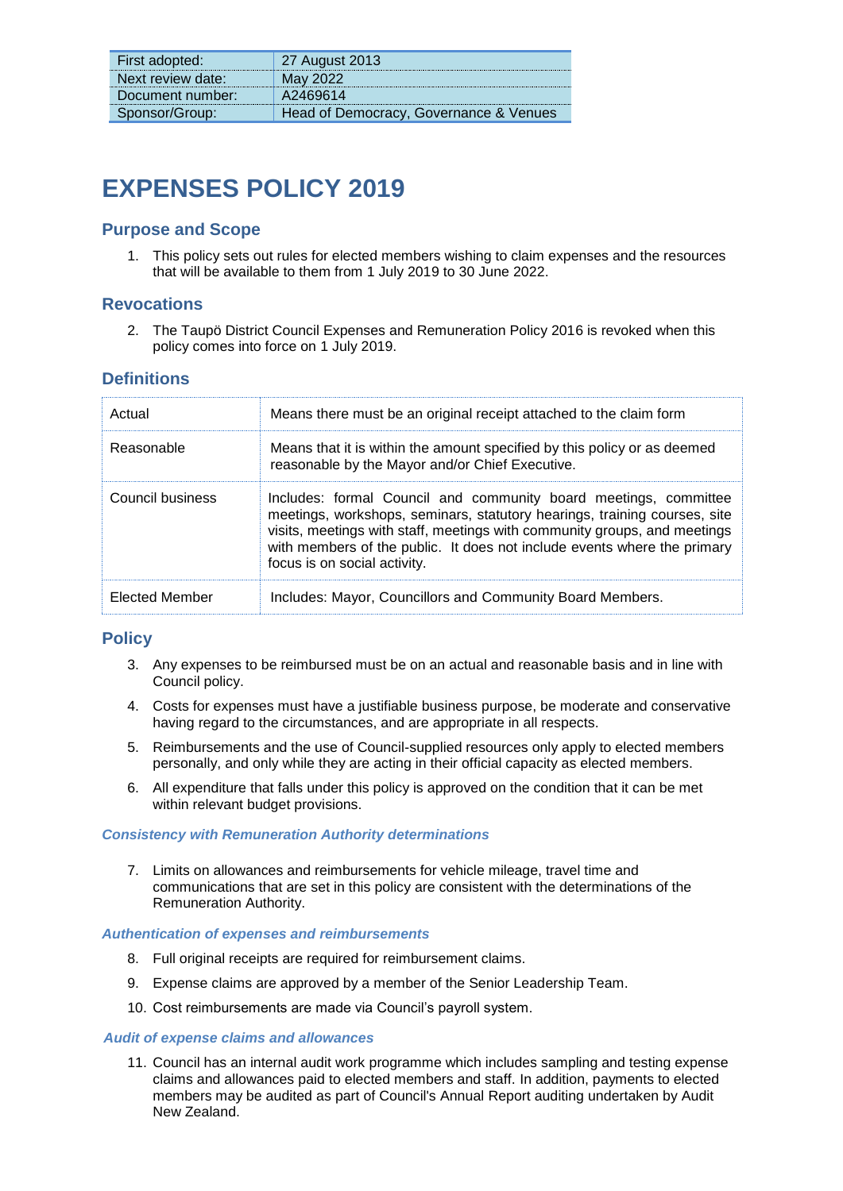| First adopted: | 27 August 2013 |
|---|---|
| Next review date: | May 2022 |
| Document number: | A2469614 |
| Sponsor/Group: | Head of Democracy, Governance & Venues |

# EXPENSES POLICY 2019

## Purpose and Scope

1. This policy sets out rules for elected members wishing to claim expenses and the resources that will be available to them from 1 July 2019 to 30 June 2022.

## Revocations

2. The Taupö District Council Expenses and Remuneration Policy 2016 is revoked when this policy comes into force on 1 July 2019.

## Definitions

| | |
|---|---|
| Actual | Means there must be an original receipt attached to the claim form |
| Reasonable | Means that it is within the amount specified by this policy or as deemed reasonable by the Mayor and/or Chief Executive. |
| Council business | Includes: formal Council and community board meetings, committee meetings, workshops, seminars, statutory hearings, training courses, site visits, meetings with staff, meetings with community groups, and meetings with members of the public. It does not include events where the primary focus is on social activity. |
| Elected Member | Includes: Mayor, Councillors and Community Board Members. |

## Policy

3. Any expenses to be reimbursed must be on an actual and reasonable basis and in line with Council policy.
4. Costs for expenses must have a justifiable business purpose, be moderate and conservative having regard to the circumstances, and are appropriate in all respects.
5. Reimbursements and the use of Council-supplied resources only apply to elected members personally, and only while they are acting in their official capacity as elected members.
6. All expenditure that falls under this policy is approved on the condition that it can be met within relevant budget provisions.

### *Consistency with Remuneration Authority determinations*

7. Limits on allowances and reimbursements for vehicle mileage, travel time and communications that are set in this policy are consistent with the determinations of the Remuneration Authority.

### *Authentication of expenses and reimbursements*

8. Full original receipts are required for reimbursement claims.
9. Expense claims are approved by a member of the Senior Leadership Team.
10. Cost reimbursements are made via Council's payroll system.

### *Audit of expense claims and allowances*

11. Council has an internal audit work programme which includes sampling and testing expense claims and allowances paid to elected members and staff. In addition, payments to elected members may be audited as part of Council's Annual Report auditing undertaken by Audit New Zealand.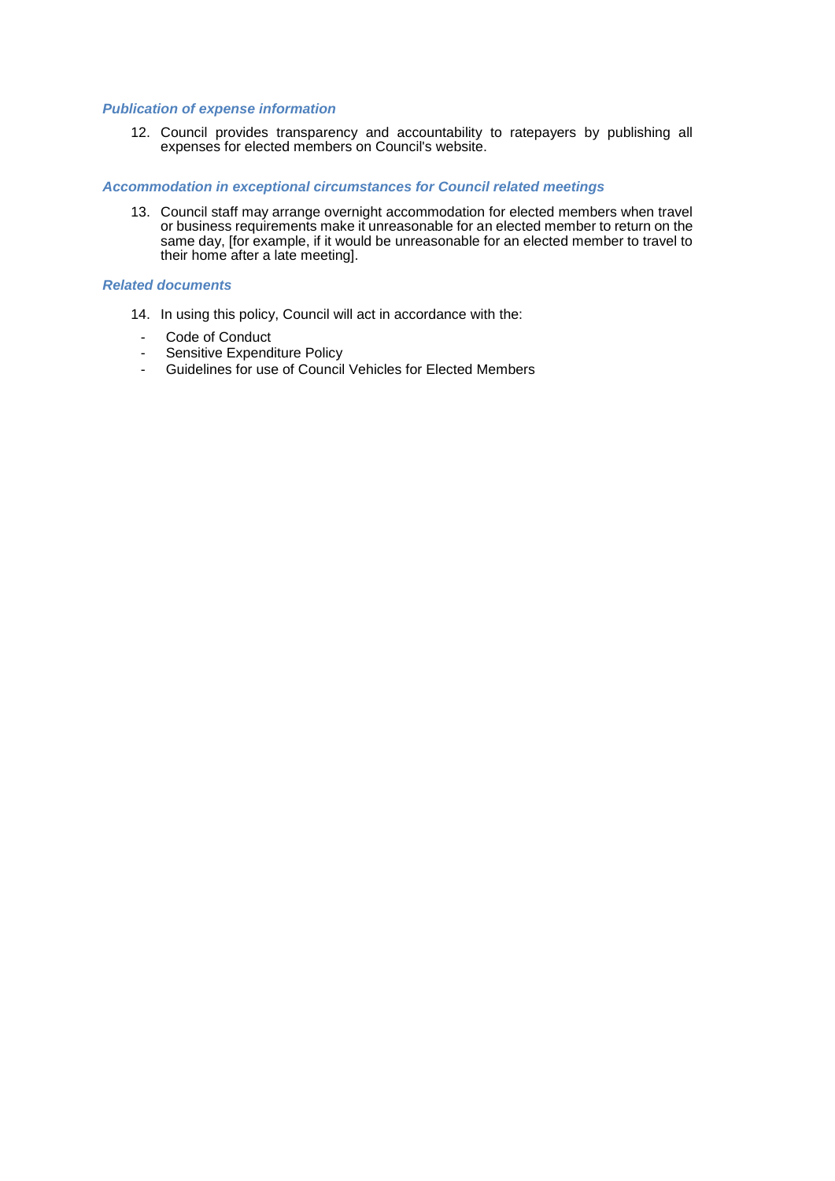### *Publication of expense information*

12. Council provides transparency and accountability to ratepayers by publishing all expenses for elected members on Council's website.

### *Accommodation in exceptional circumstances for Council related meetings*

13. Council staff may arrange overnight accommodation for elected members when travel or business requirements make it unreasonable for an elected member to return on the same day, [for example, if it would be unreasonable for an elected member to travel to their home after a late meeting].

### *Related documents*

14. In using this policy, Council will act in accordance with the:

- Code of Conduct
- Sensitive Expenditure Policy
- Guidelines for use of Council Vehicles for Elected Members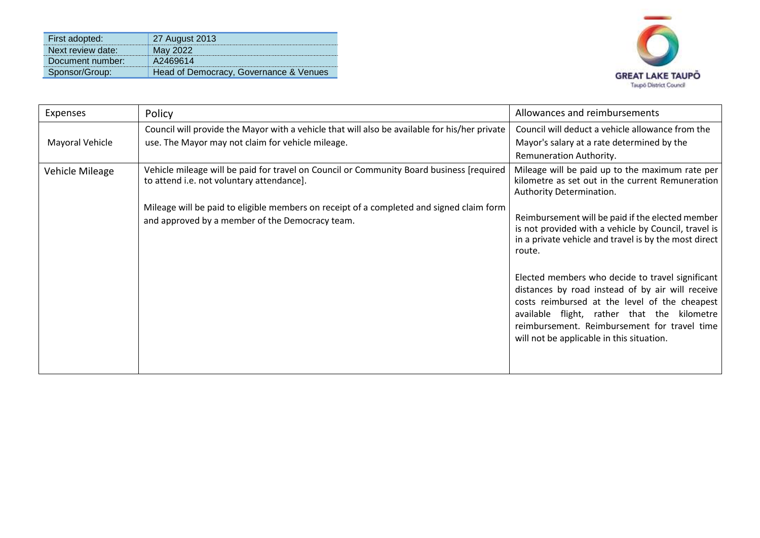| First adopted: | 27 August 2013 |
|---|---|
| Next review date: | May 2022 |
| Document number: | A2469614 |
| Sponsor/Group: | Head of Democracy, Governance & Venues |

| Expenses | Policy | Allowances and reimbursements |
|---|---|---|
| Mayoral Vehicle | Council will provide the Mayor with a vehicle that will also be available for his/her private use. The Mayor may not claim for vehicle mileage. | Council will deduct a vehicle allowance from the Mayor's salary at a rate determined by the Remuneration Authority. |
| Vehicle Mileage | Vehicle mileage will be paid for travel on Council or Community Board business [required to attend i.e. not voluntary attendance].<br><br>Mileage will be paid to eligible members on receipt of a completed and signed claim form and approved by a member of the Democracy team. | Mileage will be paid up to the maximum rate per kilometre as set out in the current Remuneration Authority Determination.<br><br>Reimbursement will be paid if the elected member is not provided with a vehicle by Council, travel is in a private vehicle and travel is by the most direct route.<br><br>Elected members who decide to travel significant distances by road instead of by air will receive costs reimbursed at the level of the cheapest available flight, rather that the kilometre reimbursement. Reimbursement for travel time will not be applicable in this situation. |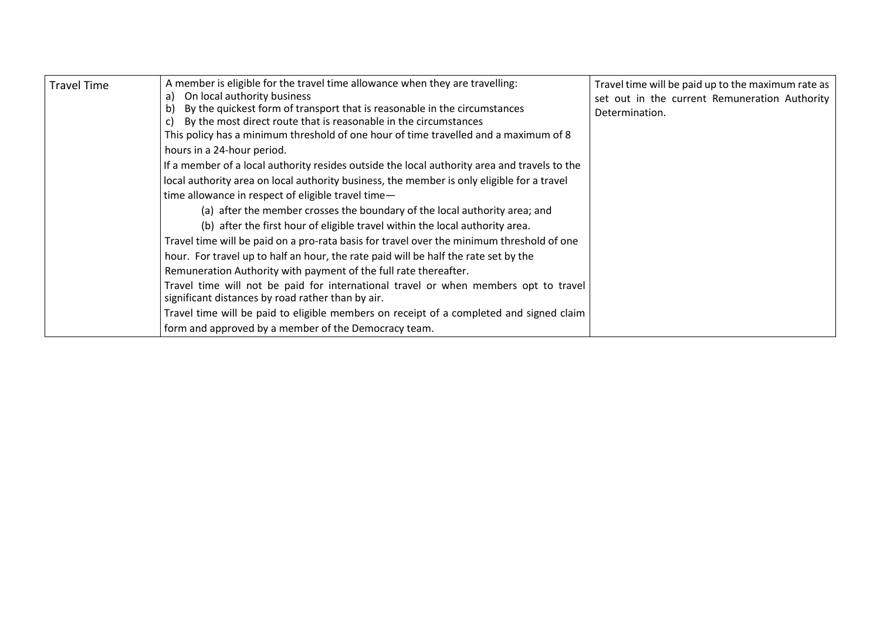| | | |
|---|---|---|
| Travel Time | A member is eligible for the travel time allowance when they are travelling:<br>a) On local authority business<br>b) By the quickest form of transport that is reasonable in the circumstances<br>c) By the most direct route that is reasonable in the circumstances<br>This policy has a minimum threshold of one hour of time travelled and a maximum of 8 hours in a 24-hour period.<br>If a member of a local authority resides outside the local authority area and travels to the local authority area on local authority business, the member is only eligible for a travel time allowance in respect of eligible travel time—<br>(a) after the member crosses the boundary of the local authority area; and<br>(b) after the first hour of eligible travel within the local authority area.<br>Travel time will be paid on a pro-rata basis for travel over the minimum threshold of one hour. For travel up to half an hour, the rate paid will be half the rate set by the Remuneration Authority with payment of the full rate thereafter.<br>Travel time will not be paid for international travel or when members opt to travel significant distances by road rather than by air.<br>Travel time will be paid to eligible members on receipt of a completed and signed claim form and approved by a member of the Democracy team. | Travel time will be paid up to the maximum rate as set out in the current Remuneration Authority Determination. |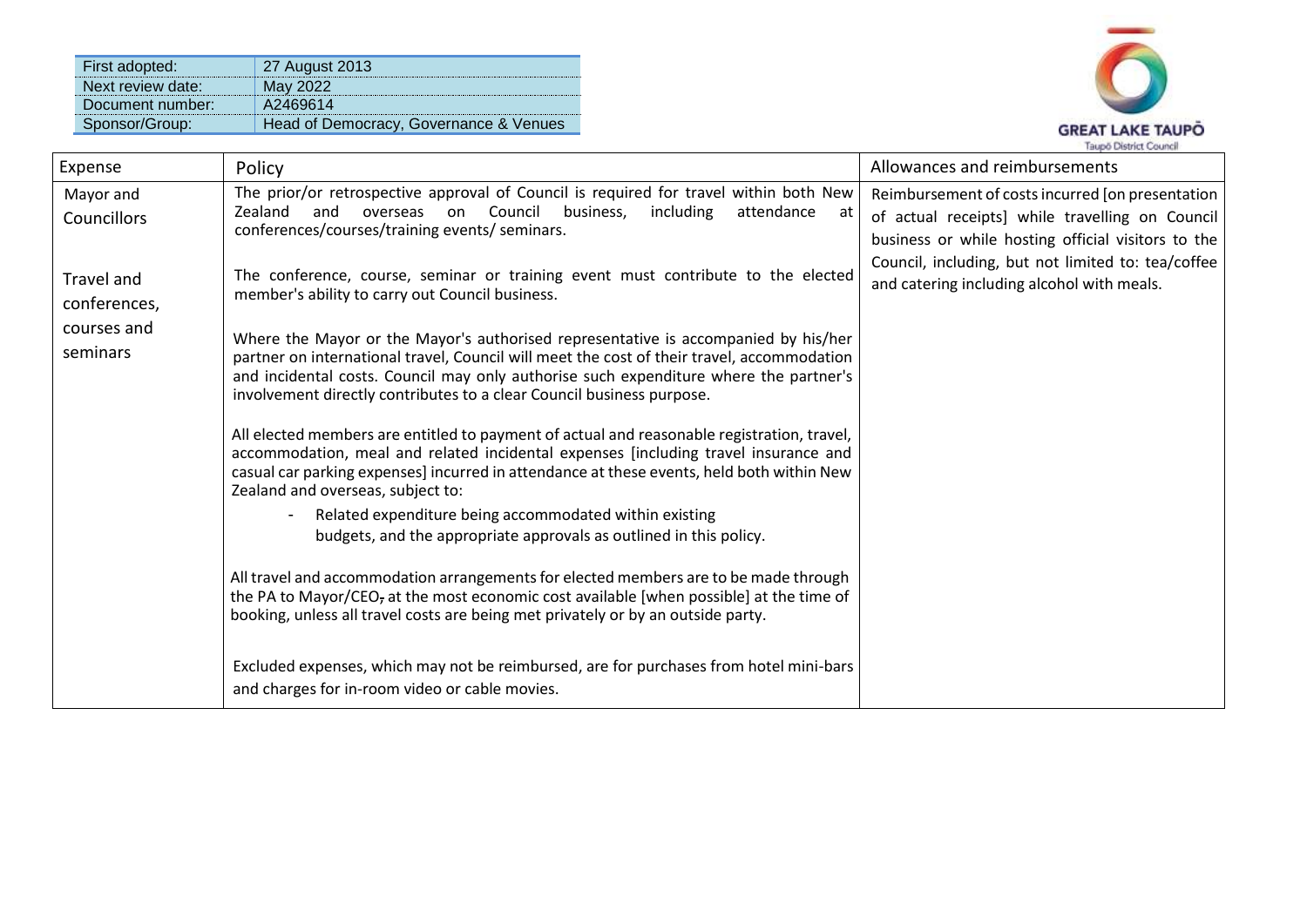| First adopted: | 27 August 2013 |
|---|---|
| Next review date: | May 2022 |
| Document number: | A2469614 |
| Sponsor/Group: | Head of Democracy, Governance & Venues |

GREAT LAKE TAUPŌ
Taupō District Council

| Expense | Policy | Allowances and reimbursements |
|---|---|---|
| Mayor and Councillors<br><br>Travel and conferences, courses and seminars | The prior/or retrospective approval of Council is required for travel within both New Zealand and overseas on Council business, including attendance at conferences/courses/training events/ seminars.<br><br>The conference, course, seminar or training event must contribute to the elected member's ability to carry out Council business.<br><br>Where the Mayor or the Mayor's authorised representative is accompanied by his/her partner on international travel, Council will meet the cost of their travel, accommodation and incidental costs. Council may only authorise such expenditure where the partner's involvement directly contributes to a clear Council business purpose.<br><br>All elected members are entitled to payment of actual and reasonable registration, travel, accommodation, meal and related incidental expenses [including travel insurance and casual car parking expenses] incurred in attendance at these events, held both within New Zealand and overseas, subject to:<br>- Related expenditure being accommodated within existing budgets, and the appropriate approvals as outlined in this policy.<br><br>All travel and accommodation arrangements for elected members are to be made through the PA to Mayor/CEO, at the most economic cost available [when possible] at the time of booking, unless all travel costs are being met privately or by an outside party.<br><br>Excluded expenses, which may not be reimbursed, are for purchases from hotel mini-bars and charges for in-room video or cable movies. | Reimbursement of costs incurred [on presentation of actual receipts] while travelling on Council business or while hosting official visitors to the Council, including, but not limited to: tea/coffee and catering including alcohol with meals. |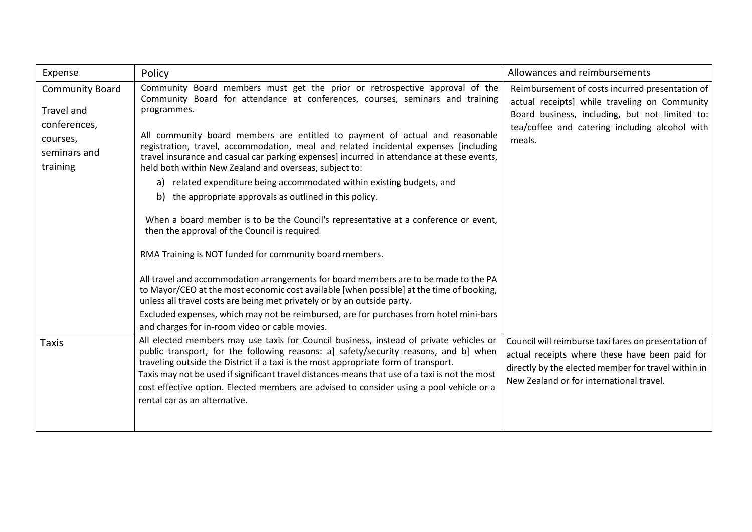| Expense | Policy | Allowances and reimbursements |
|---|---|---|
| Community Board<br><br>Travel and conferences, courses, seminars and training | Community Board members must get the prior or retrospective approval of the Community Board for attendance at conferences, courses, seminars and training programmes.<br><br>All community board members are entitled to payment of actual and reasonable registration, travel, accommodation, meal and related incidental expenses [including travel insurance and casual car parking expenses] incurred in attendance at these events, held both within New Zealand and overseas, subject to:<br>a) related expenditure being accommodated within existing budgets, and<br>b) the appropriate approvals as outlined in this policy.<br><br>When a board member is to be the Council's representative at a conference or event, then the approval of the Council is required<br><br>RMA Training is NOT funded for community board members.<br><br>All travel and accommodation arrangements for board members are to be made to the PA to Mayor/CEO at the most economic cost available [when possible] at the time of booking, unless all travel costs are being met privately or by an outside party.<br>Excluded expenses, which may not be reimbursed, are for purchases from hotel mini-bars and charges for in-room video or cable movies. | Reimbursement of costs incurred presentation of actual receipts] while traveling on Community Board business, including, but not limited to: tea/coffee and catering including alcohol with meals. |
| Taxis | All elected members may use taxis for Council business, instead of private vehicles or public transport, for the following reasons: a] safety/security reasons, and b] when traveling outside the District if a taxi is the most appropriate form of transport.<br>Taxis may not be used if significant travel distances means that use of a taxi is not the most cost effective option. Elected members are advised to consider using a pool vehicle or a rental car as an alternative. | Council will reimburse taxi fares on presentation of actual receipts where these have been paid for directly by the elected member for travel within in New Zealand or for international travel. |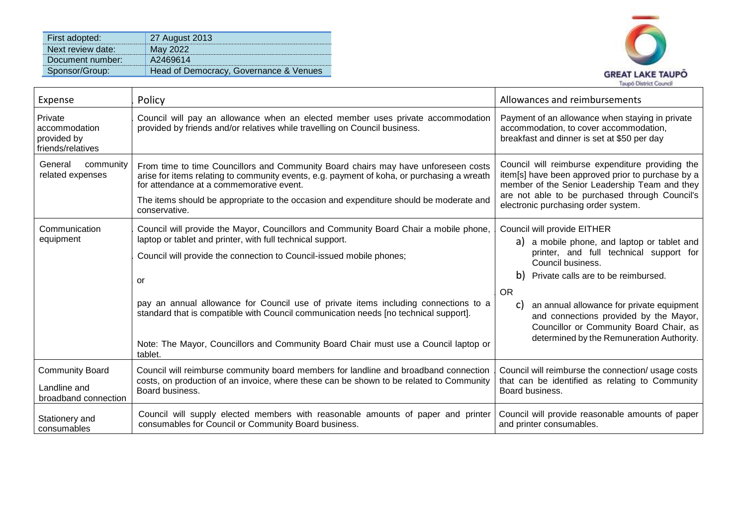| First adopted: | 27 August 2013 |
| --- | --- |
| Next review date: | May 2022 |
| Document number: | A2469614 |
| Sponsor/Group: | Head of Democracy, Governance & Venues |

GREAT LAKE TAUPŌ
Taupō District Council

| Expense | Policy | Allowances and reimbursements |
| --- | --- | --- |
| Private accommodation provided by friends/relatives | Council will pay an allowance when an elected member uses private accommodation provided by friends and/or relatives while travelling on Council business. | Payment of an allowance when staying in private accommodation, to cover accommodation, breakfast and dinner is set at $50 per day |
| General community related expenses | From time to time Councillors and Community Board chairs may have unforeseen costs arise for items relating to community events, e.g. payment of koha, or purchasing a wreath for attendance at a commemorative event.<br><br>The items should be appropriate to the occasion and expenditure should be moderate and conservative. | Council will reimburse expenditure providing the item[s] have been approved prior to purchase by a member of the Senior Leadership Team and they are not able to be purchased through Council's electronic purchasing order system. |
| Communication equipment | Council will provide the Mayor, Councillors and Community Board Chair a mobile phone, laptop or tablet and printer, with full technical support.<br><br>Council will provide the connection to Council-issued mobile phones;<br><br>or<br><br>pay an annual allowance for Council use of private items including connections to a standard that is compatible with Council communication needs [no technical support].<br><br>Note: The Mayor, Councillors and Community Board Chair must use a Council laptop or tablet. | Council will provide EITHER<br>a) a mobile phone, and laptop or tablet and printer, and full technical support for Council business.<br>b) Private calls are to be reimbursed.<br>OR<br>c) an annual allowance for private equipment and connections provided by the Mayor, Councillor or Community Board Chair, as determined by the Remuneration Authority. |
| Community Board<br><br>Landline and broadband connection | Council will reimburse community board members for landline and broadband connection costs, on production of an invoice, where these can be shown to be related to Community Board business. | Council will reimburse the connection/ usage costs that can be identified as relating to Community Board business. |
| Stationery and consumables | Council will supply elected members with reasonable amounts of paper and printer consumables for Council or Community Board business. | Council will provide reasonable amounts of paper and printer consumables. |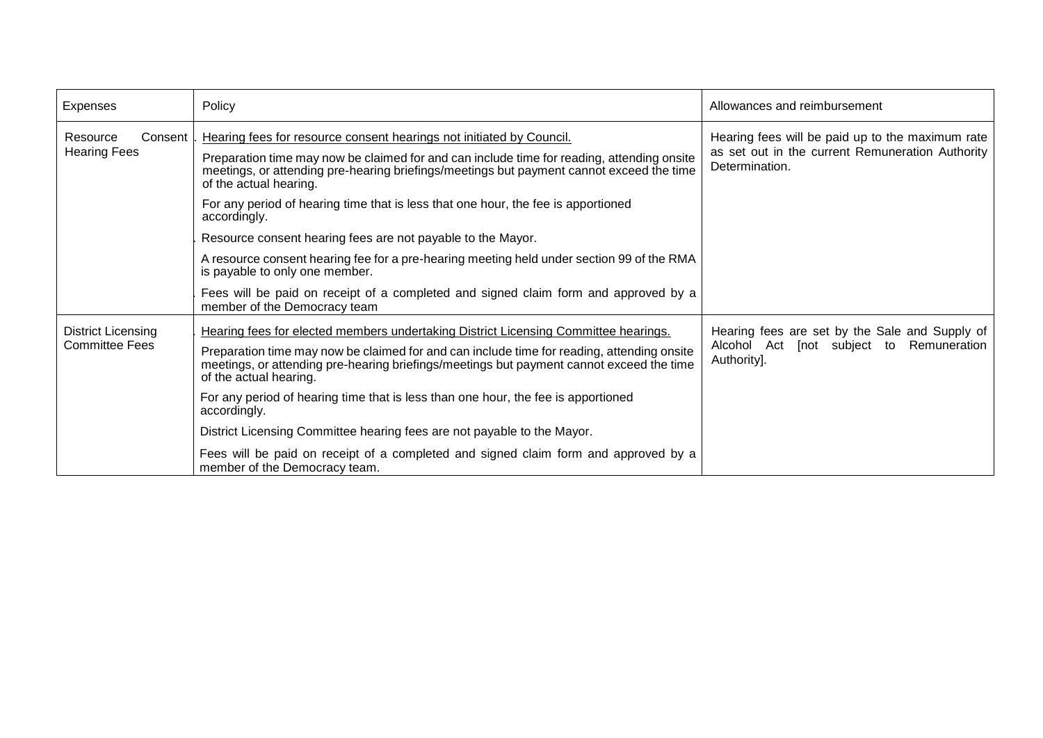| Expenses | Policy | Allowances and reimbursement |
|---|---|---|
| Resource Consent Hearing Fees | Hearing fees for resource consent hearings not initiated by Council.<br><br>Preparation time may now be claimed for and can include time for reading, attending onsite meetings, or attending pre-hearing briefings/meetings but payment cannot exceed the time of the actual hearing.<br><br>For any period of hearing time that is less that one hour, the fee is apportioned accordingly.<br><br>Resource consent hearing fees are not payable to the Mayor.<br><br>A resource consent hearing fee for a pre-hearing meeting held under section 99 of the RMA is payable to only one member.<br><br>Fees will be paid on receipt of a completed and signed claim form and approved by a member of the Democracy team | Hearing fees will be paid up to the maximum rate as set out in the current Remuneration Authority Determination. |
| District Licensing Committee Fees | Hearing fees for elected members undertaking District Licensing Committee hearings.<br><br>Preparation time may now be claimed for and can include time for reading, attending onsite meetings, or attending pre-hearing briefings/meetings but payment cannot exceed the time of the actual hearing.<br><br>For any period of hearing time that is less than one hour, the fee is apportioned accordingly.<br><br>District Licensing Committee hearing fees are not payable to the Mayor.<br><br>Fees will be paid on receipt of a completed and signed claim form and approved by a member of the Democracy team. | Hearing fees are set by the Sale and Supply of Alcohol Act [not subject to Remuneration Authority]. |